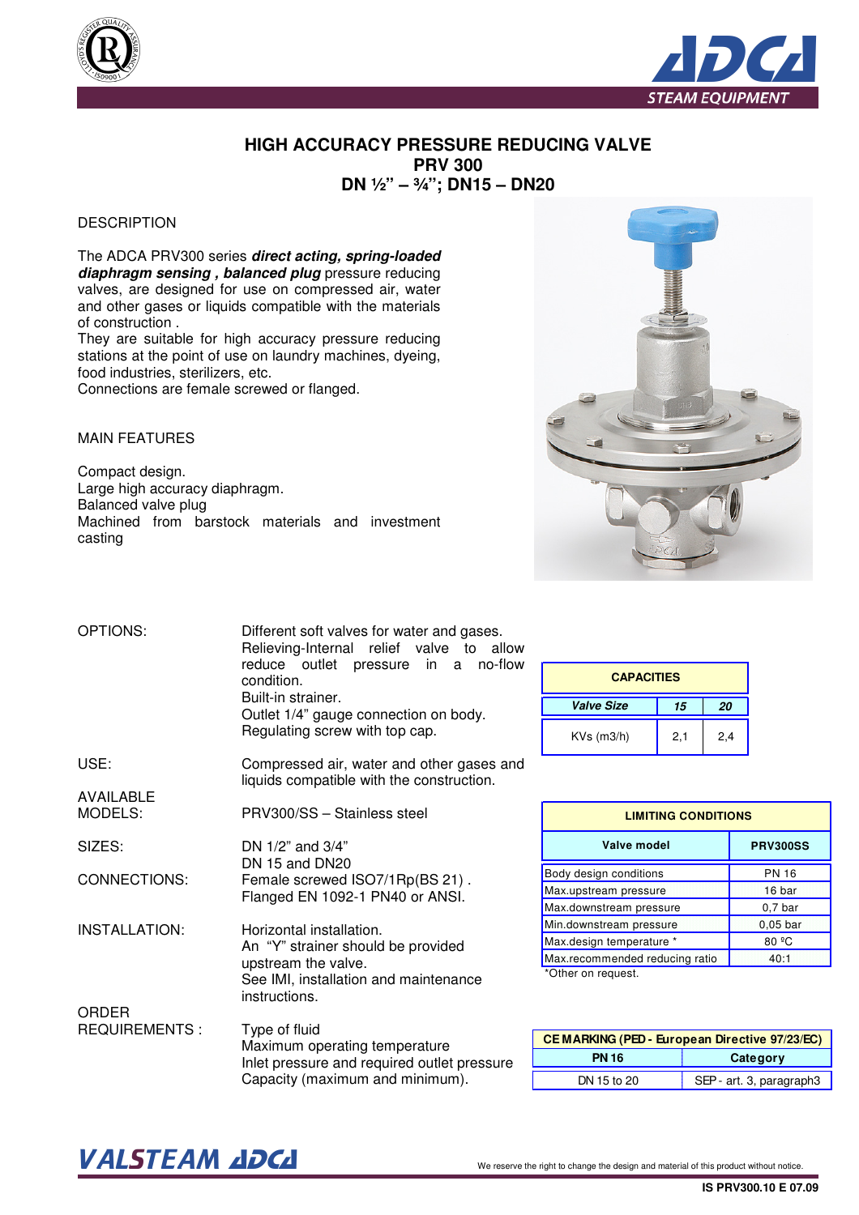# HIGH ACCURACY PRESSURE REDUCING VALVE
# PRV 300
# DN ½" – ¾"; DN15 – DN20

## DESCRIPTION

The ADCA PRV300 series ***direct acting, spring-loaded diaphragm sensing , balanced plug*** pressure reducing valves, are designed for use on compressed air, water and other gases or liquids compatible with the materials of construction .
They are suitable for high accuracy pressure reducing stations at the point of use on laundry machines, dyeing, food industries, sterilizers, etc.
Connections are female screwed or flanged.

## MAIN FEATURES

Compact design.
Large high accuracy diaphragm.
Balanced valve plug
Machined from barstock materials and investment casting

**OPTIONS:** Different soft valves for water and gases.
Relieving-Internal relief valve to allow reduce outlet pressure in a no-flow condition.
Built-in strainer.
Outlet 1/4" gauge connection on body.
Regulating screw with top cap.

**USE:** Compressed air, water and other gases and liquids compatible with the construction.

**AVAILABLE MODELS:** PRV300/SS – Stainless steel

**SIZES:** DN 1/2" and 3/4"
DN 15 and DN20

**CONNECTIONS:** Female screwed ISO7/1Rp(BS 21) .
Flanged EN 1092-1 PN40 or ANSI.

**INSTALLATION:** Horizontal installation.
An "Y" strainer should be provided upstream the valve.
See IMI, installation and maintenance instructions.

**ORDER REQUIREMENTS :** Type of fluid
Maximum operating temperature
Inlet pressure and required outlet pressure
Capacity (maximum and minimum).

| CAPACITIES | | |
|---|---|---|
| ***Valve Size*** | ***15*** | ***20*** |
| KVs (m3/h) | 2,1 | 2,4 |

| LIMITING CONDITIONS | |
|---|---|
| **Valve model** | **PRV300SS** |
| Body design conditions | PN 16 |
| Max.upstream pressure | 16 bar |
| Max.downstream pressure | 0,7 bar |
| Min.downstream pressure | 0,05 bar |
| Max.design temperature * | 80 ºC |
| Max.recommended reducing ratio | 40:1 |

*Other on request.

| CE MARKING (PED - European Directive 97/23/EC) | |
|---|---|
| **PN 16** | **Category** |
| DN 15 to 20 | SEP - art. 3, paragraph3 |

We reserve the right to change the design and material of this product without notice.

IS PRV300.10 E 07.09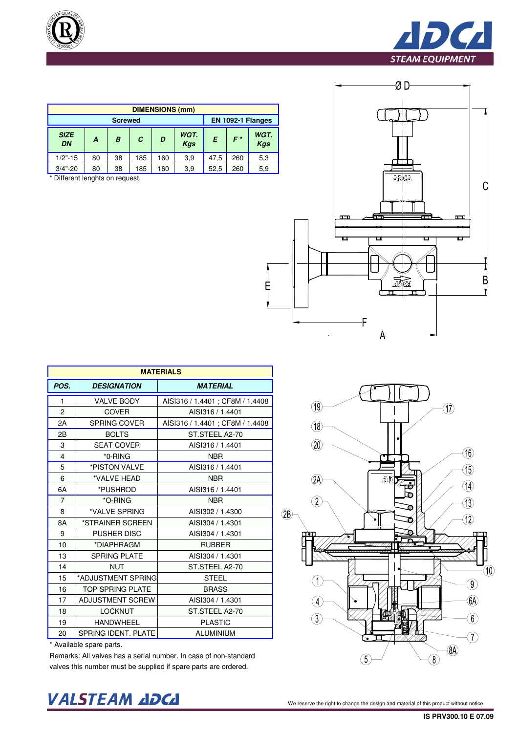| DIMENSIONS (mm) | | | | | | | | |
|---|---|---|---|---|---|---|---|---|
| Screwed | | | | | | EN 1092-1 Flanges | | |
| *SIZE DN* | *A* | *B* | *C* | *D* | *WGT. Kgs* | *E* | *F ** | *WGT. Kgs* |
| 1/2"-15 | 80 | 38 | 185 | 160 | 3,9 | 47,5 | 260 | 5,3 |
| 3/4"-20 | 80 | 38 | 185 | 160 | 3,9 | 52,5 | 260 | 5,9 |

* Different lenghts on request.

| MATERIALS | | |
|---|---|---|
| *POS.* | *DESIGNATION* | *MATERIAL* |
| 1 | VALVE BODY | AISI316 / 1.4401 ; CF8M / 1.4408 |
| 2 | COVER | AISI316 / 1.4401 |
| 2A | SPRING COVER | AISI316 / 1.4401 ; CF8M / 1.4408 |
| 2B | BOLTS | ST.STEEL A2-70 |
| 3 | SEAT COVER | AISI316 / 1.4401 |
| 4 | *0-RING | NBR |
| 5 | *PISTON VALVE | AISI316 / 1.4401 |
| 6 | *VALVE HEAD | NBR |
| 6A | *PUSHROD | AISI316 / 1.4401 |
| 7 | *O-RING | NBR |
| 8 | *VALVE SPRING | AISI302 / 1.4300 |
| 8A | *STRAINER SCREEN | AISI304 / 1.4301 |
| 9 | PUSHER DISC | AISI304 / 1.4301 |
| 10 | *DIAPHRAGM | RUBBER |
| 13 | SPRING PLATE | AISI304 / 1.4301 |
| 14 | NUT | ST.STEEL A2-70 |
| 15 | *ADJUSTMENT SPRING | STEEL |
| 16 | TOP SPRING PLATE | BRASS |
| 17 | ADJUSTMENT SCREW | AISI304 / 1.4301 |
| 18 | LOCKNUT | ST.STEEL A2-70 |
| 19 | HANDWHEEL | PLASTIC |
| 20 | SPRING IDENT. PLATE | ALUMINIUM |

* Available spare parts.

Remarks: All valves has a serial number. In case of non-standard valves this number must be supplied if spare parts are ordered.

We reserve the right to change the design and material of this product without notice.

IS PRV300.10 E 07.09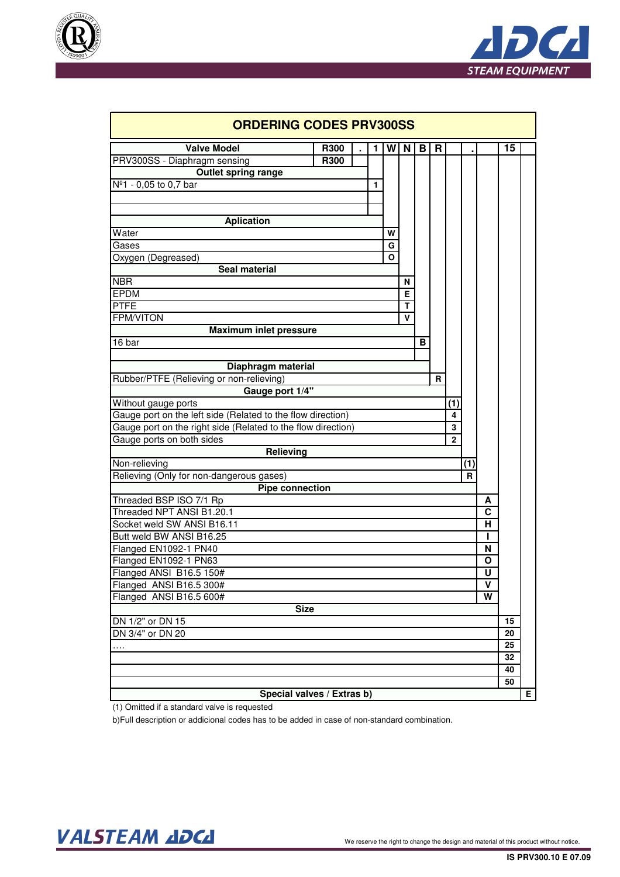## ORDERING CODES PRV300SS

| Valve Model | R300 | . | 1 | W | N | B | R | | . | | 15 | |
|---|---|---|---|---|---|---|---|---|---|---|---|---|
| PRV300SS - Diaphragm sensing | R300 | | | | | | | | | | | |
| **Outlet spring range** | | | | | | | | | | | | |
| Nº1 - 0,05 to 0,7 bar | | | 1 | | | | | | | | | |
| | | | | | | | | | | | | |
| | | | | | | | | | | | | |
| **Aplication** | | | | | | | | | | | | |
| Water | | | | W | | | | | | | | |
| Gases | | | | G | | | | | | | | |
| Oxygen (Degreased) | | | | O | | | | | | | | |
| **Seal material** | | | | | | | | | | | | |
| NBR | | | | | N | | | | | | | |
| EPDM | | | | | E | | | | | | | |
| PTFE | | | | | T | | | | | | | |
| FPM/VITON | | | | | V | | | | | | | |
| **Maximum inlet pressure** | | | | | | | | | | | | |
| 16 bar | | | | | | B | | | | | | |
| | | | | | | | | | | | | |
| **Diaphragm material** | | | | | | | | | | | | |
| Rubber/PTFE (Relieving or non-relieving) | | | | | | | R | | | | | |
| **Gauge port 1/4"** | | | | | | | | | | | | |
| Without gauge ports | | | | | | | | (1) | | | | |
| Gauge port on the left side (Related to the flow direction) | | | | | | | | 4 | | | | |
| Gauge port on the right side (Related to the flow direction) | | | | | | | | 3 | | | | |
| Gauge ports on both sides | | | | | | | | 2 | | | | |
| **Relieving** | | | | | | | | | | | | |
| Non-relieving | | | | | | | | | (1) | | | |
| Relieving (Only for non-dangerous gases) | | | | | | | | | R | | | |
| **Pipe connection** | | | | | | | | | | | | |
| Threaded BSP ISO 7/1 Rp | | | | | | | | | | A | | |
| Threaded NPT ANSI B1.20.1 | | | | | | | | | | C | | |
| Socket weld SW ANSI B16.11 | | | | | | | | | | H | | |
| Butt weld BW ANSI B16.25 | | | | | | | | | | I | | |
| Flanged EN1092-1 PN40 | | | | | | | | | | N | | |
| Flanged EN1092-1 PN63 | | | | | | | | | | O | | |
| Flanged ANSI B16.5 150# | | | | | | | | | | U | | |
| Flanged ANSI B16.5 300# | | | | | | | | | | V | | |
| Flanged ANSI B16.5 600# | | | | | | | | | | W | | |
| **Size** | | | | | | | | | | | | |
| DN 1/2" or DN 15 | | | | | | | | | | | 15 | |
| DN 3/4" or DN 20 | | | | | | | | | | | 20 | |
| …. | | | | | | | | | | | 25 | |
| | | | | | | | | | | | 32 | |
| | | | | | | | | | | | 40 | |
| | | | | | | | | | | | 50 | |
| **Special valves / Extras b)** | | | | | | | | | | | | E |

(1) Omitted if a standard valve is requested

b)Full description or addicional codes has to be added in case of non-standard combination.

We reserve the right to change the design and material of this product without notice.

IS PRV300.10 E 07.09